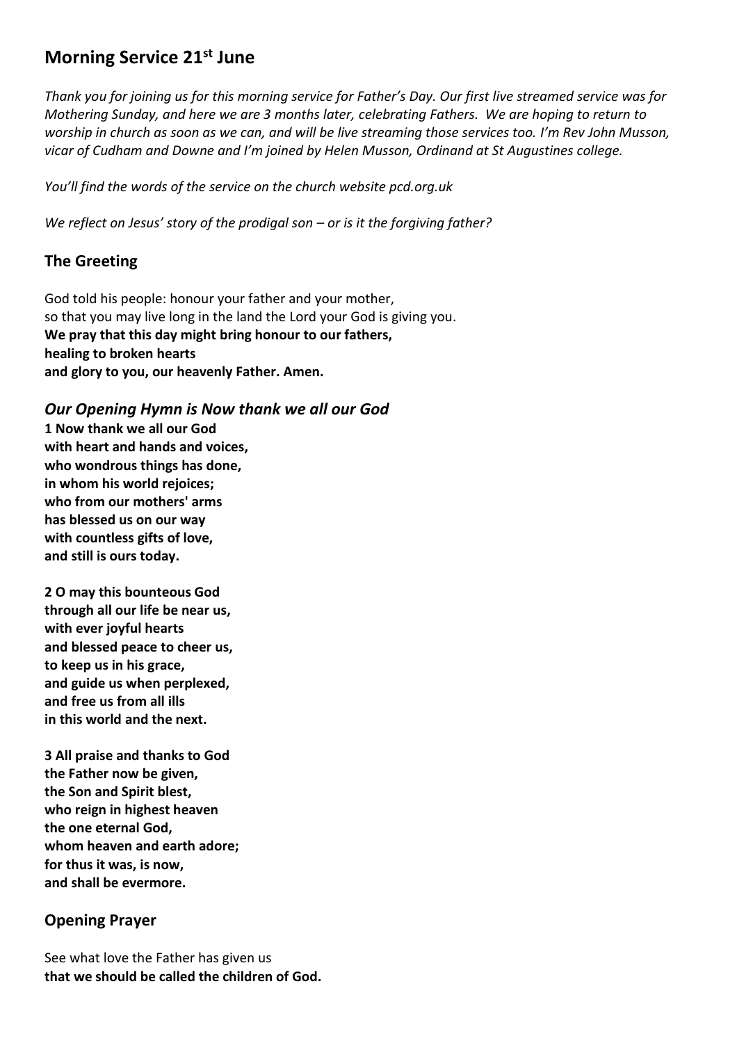# Morning Service 21st June

*Thank you for joining us for this morning service for Father's Day. Our first live streamed service was for Mothering Sunday, and here we are 3 months later, celebrating Fathers. We are hoping to return to worship in church as soon as we can, and will be live streaming those services too. I'm Rev John Musson, vicar of Cudham and Downe and I'm joined by Helen Musson, Ordinand at St Augustines college.*

*You'll find the words of the service on the church website pcd.org.uk*

*We reflect on Jesus' story of the prodigal son – or is it the forgiving father?*

## The Greeting

God told his people: honour your father and your mother,
so that you may live long in the land the Lord your God is giving you.
**We pray that this day might bring honour to our fathers,**
**healing to broken hearts**
**and glory to you, our heavenly Father. Amen.**

### *Our Opening Hymn is Now thank we all our God*

**1 Now thank we all our God**
**with heart and hands and voices,**
**who wondrous things has done,**
**in whom his world rejoices;**
**who from our mothers' arms**
**has blessed us on our way**
**with countless gifts of love,**
**and still is ours today.**

**2 O may this bounteous God**
**through all our life be near us,**
**with ever joyful hearts**
**and blessed peace to cheer us,**
**to keep us in his grace,**
**and guide us when perplexed,**
**and free us from all ills**
**in this world and the next.**

**3 All praise and thanks to God**
**the Father now be given,**
**the Son and Spirit blest,**
**who reign in highest heaven**
**the one eternal God,**
**whom heaven and earth adore;**
**for thus it was, is now,**
**and shall be evermore.**

## Opening Prayer

See what love the Father has given us
**that we should be called the children of God.**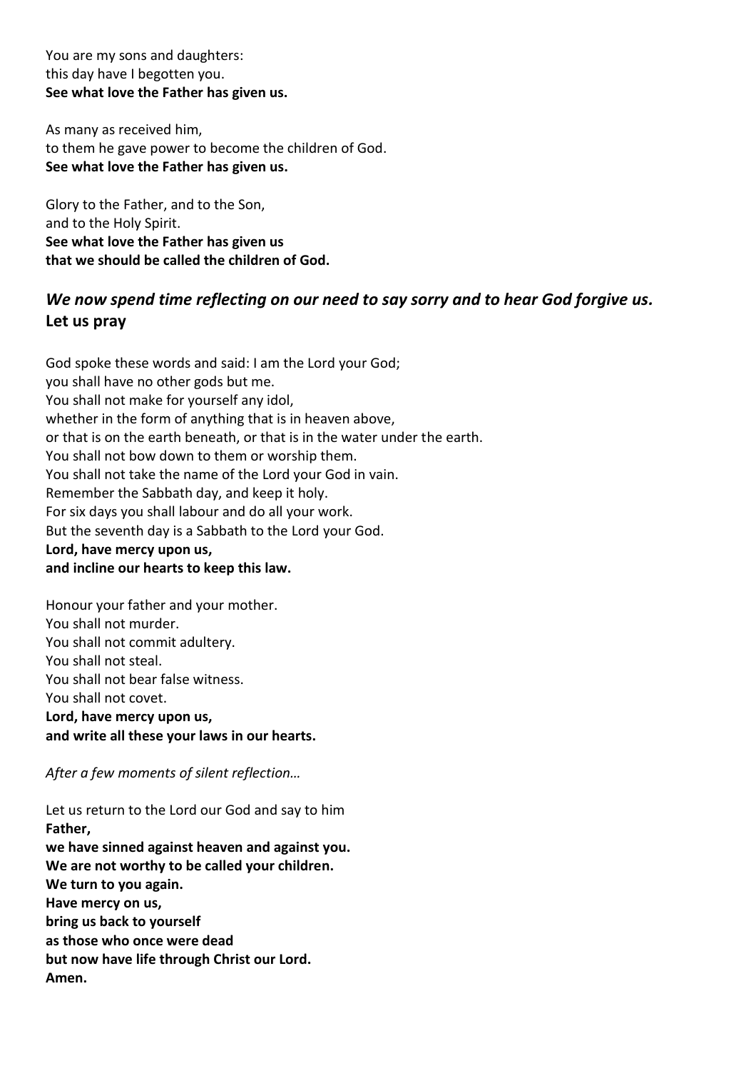You are my sons and daughters:
this day have I begotten you.
**See what love the Father has given us.**

As many as received him,
to them he gave power to become the children of God.
**See what love the Father has given us.**

Glory to the Father, and to the Son,
and to the Holy Spirit.
**See what love the Father has given us**
**that we should be called the children of God.**

## ***We now spend time reflecting on our need to say sorry and to hear God forgive us.***
**Let us pray**

God spoke these words and said: I am the Lord your God;
you shall have no other gods but me.
You shall not make for yourself any idol,
whether in the form of anything that is in heaven above,
or that is on the earth beneath, or that is in the water under the earth.
You shall not bow down to them or worship them.
You shall not take the name of the Lord your God in vain.
Remember the Sabbath day, and keep it holy.
For six days you shall labour and do all your work.
But the seventh day is a Sabbath to the Lord your God.
**Lord, have mercy upon us,**
**and incline our hearts to keep this law.**

Honour your father and your mother.
You shall not murder.
You shall not commit adultery.
You shall not steal.
You shall not bear false witness.
You shall not covet.
**Lord, have mercy upon us,**
**and write all these your laws in our hearts.**

*After a few moments of silent reflection…*

Let us return to the Lord our God and say to him
**Father,**
**we have sinned against heaven and against you.**
**We are not worthy to be called your children.**
**We turn to you again.**
**Have mercy on us,**
**bring us back to yourself**
**as those who once were dead**
**but now have life through Christ our Lord.**
**Amen.**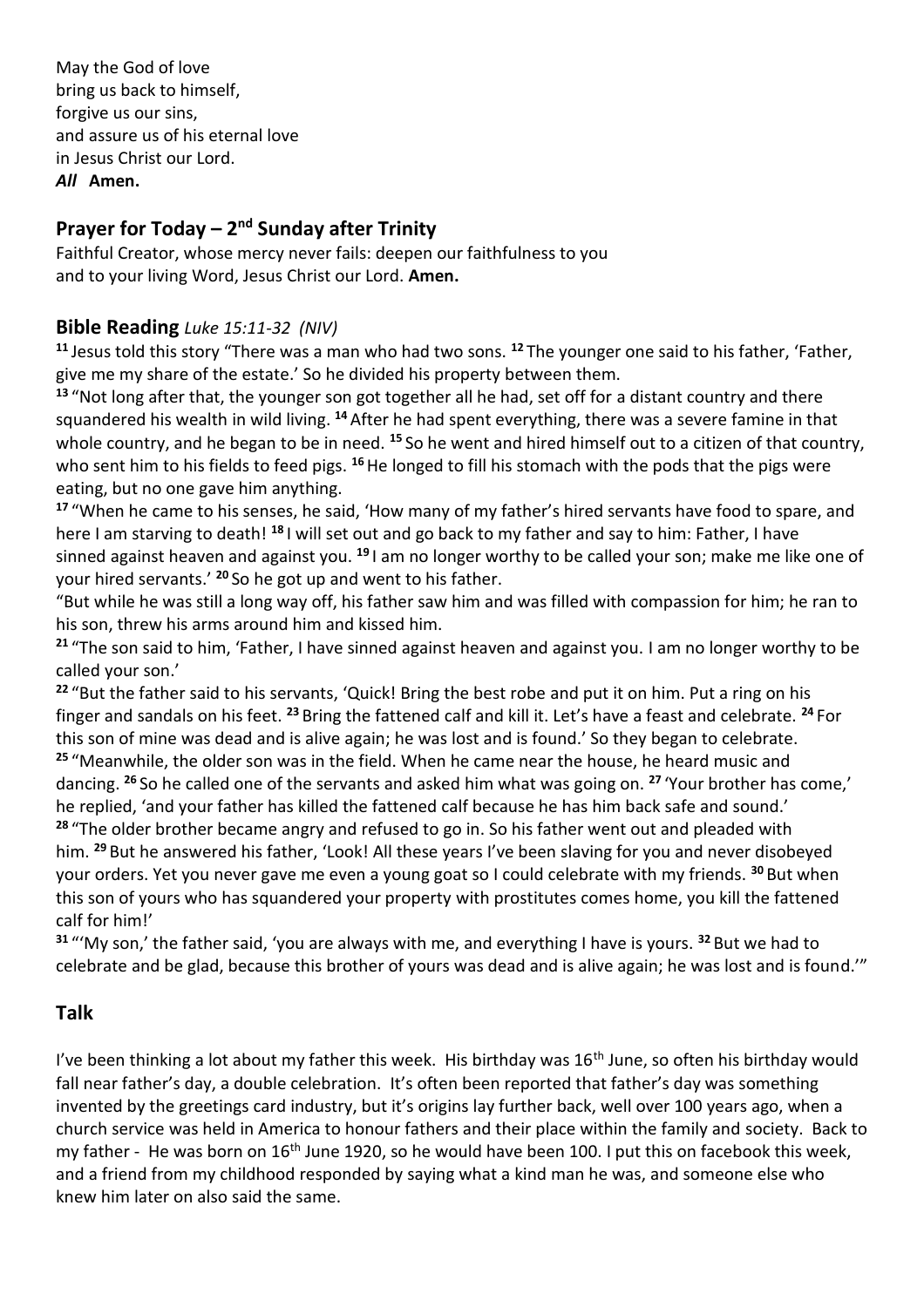May the God of love
bring us back to himself,
forgive us our sins,
and assure us of his eternal love
in Jesus Christ our Lord.
***All* Amen.**

## Prayer for Today – 2nd Sunday after Trinity

Faithful Creator, whose mercy never fails: deepen our faithfulness to you
and to your living Word, Jesus Christ our Lord. **Amen.**

## Bible Reading *Luke 15:11-32 (NIV)*

**11** Jesus told this story "There was a man who had two sons. **12** The younger one said to his father, 'Father, give me my share of the estate.' So he divided his property between them.

**13** "Not long after that, the younger son got together all he had, set off for a distant country and there squandered his wealth in wild living. **14** After he had spent everything, there was a severe famine in that whole country, and he began to be in need. **15** So he went and hired himself out to a citizen of that country, who sent him to his fields to feed pigs. **16** He longed to fill his stomach with the pods that the pigs were eating, but no one gave him anything.

**17** "When he came to his senses, he said, 'How many of my father's hired servants have food to spare, and here I am starving to death! **18** I will set out and go back to my father and say to him: Father, I have sinned against heaven and against you. **19** I am no longer worthy to be called your son; make me like one of your hired servants.' **20** So he got up and went to his father.

"But while he was still a long way off, his father saw him and was filled with compassion for him; he ran to his son, threw his arms around him and kissed him.

**21** "The son said to him, 'Father, I have sinned against heaven and against you. I am no longer worthy to be called your son.'

**22** "But the father said to his servants, 'Quick! Bring the best robe and put it on him. Put a ring on his finger and sandals on his feet. **23** Bring the fattened calf and kill it. Let's have a feast and celebrate. **24** For this son of mine was dead and is alive again; he was lost and is found.' So they began to celebrate.

**25** "Meanwhile, the older son was in the field. When he came near the house, he heard music and dancing. **26** So he called one of the servants and asked him what was going on. **27** 'Your brother has come,' he replied, 'and your father has killed the fattened calf because he has him back safe and sound.'

**28** "The older brother became angry and refused to go in. So his father went out and pleaded with him. **29** But he answered his father, 'Look! All these years I've been slaving for you and never disobeyed your orders. Yet you never gave me even a young goat so I could celebrate with my friends. **30** But when this son of yours who has squandered your property with prostitutes comes home, you kill the fattened calf for him!'

**31** "'My son,' the father said, 'you are always with me, and everything I have is yours. **32** But we had to celebrate and be glad, because this brother of yours was dead and is alive again; he was lost and is found.'"

## Talk

I've been thinking a lot about my father this week. His birthday was 16th June, so often his birthday would fall near father's day, a double celebration. It's often been reported that father's day was something invented by the greetings card industry, but it's origins lay further back, well over 100 years ago, when a church service was held in America to honour fathers and their place within the family and society. Back to my father - He was born on 16th June 1920, so he would have been 100. I put this on facebook this week, and a friend from my childhood responded by saying what a kind man he was, and someone else who knew him later on also said the same.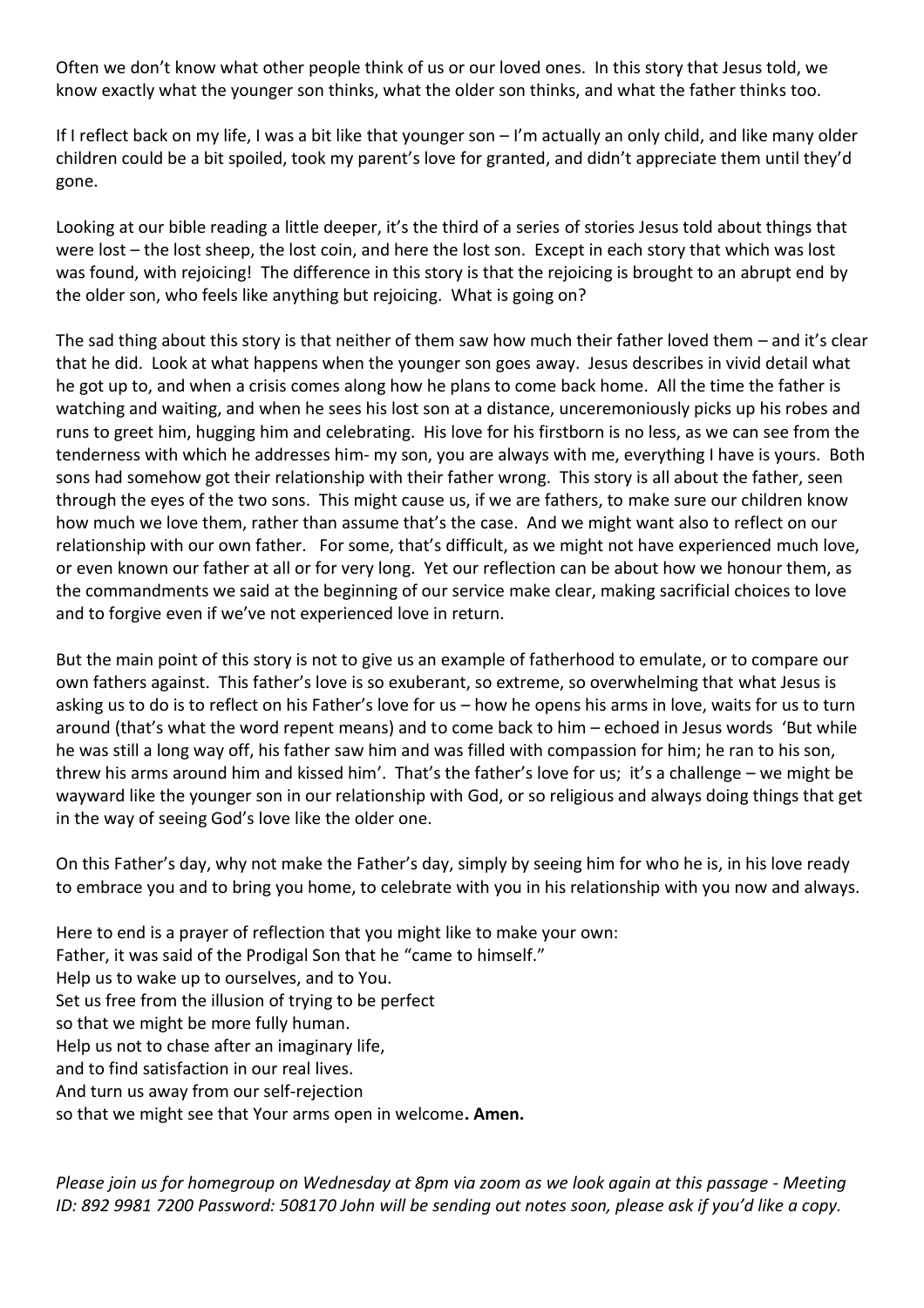Often we don't know what other people think of us or our loved ones. In this story that Jesus told, we know exactly what the younger son thinks, what the older son thinks, and what the father thinks too.

If I reflect back on my life, I was a bit like that younger son – I'm actually an only child, and like many older children could be a bit spoiled, took my parent's love for granted, and didn't appreciate them until they'd gone.

Looking at our bible reading a little deeper, it's the third of a series of stories Jesus told about things that were lost – the lost sheep, the lost coin, and here the lost son. Except in each story that which was lost was found, with rejoicing! The difference in this story is that the rejoicing is brought to an abrupt end by the older son, who feels like anything but rejoicing. What is going on?

The sad thing about this story is that neither of them saw how much their father loved them – and it's clear that he did. Look at what happens when the younger son goes away. Jesus describes in vivid detail what he got up to, and when a crisis comes along how he plans to come back home. All the time the father is watching and waiting, and when he sees his lost son at a distance, unceremoniously picks up his robes and runs to greet him, hugging him and celebrating. His love for his firstborn is no less, as we can see from the tenderness with which he addresses him- my son, you are always with me, everything I have is yours. Both sons had somehow got their relationship with their father wrong. This story is all about the father, seen through the eyes of the two sons. This might cause us, if we are fathers, to make sure our children know how much we love them, rather than assume that's the case. And we might want also to reflect on our relationship with our own father. For some, that's difficult, as we might not have experienced much love, or even known our father at all or for very long. Yet our reflection can be about how we honour them, as the commandments we said at the beginning of our service make clear, making sacrificial choices to love and to forgive even if we've not experienced love in return.

But the main point of this story is not to give us an example of fatherhood to emulate, or to compare our own fathers against. This father's love is so exuberant, so extreme, so overwhelming that what Jesus is asking us to do is to reflect on his Father's love for us – how he opens his arms in love, waits for us to turn around (that's what the word repent means) and to come back to him – echoed in Jesus words 'But while he was still a long way off, his father saw him and was filled with compassion for him; he ran to his son, threw his arms around him and kissed him'. That's the father's love for us; it's a challenge – we might be wayward like the younger son in our relationship with God, or so religious and always doing things that get in the way of seeing God's love like the older one.

On this Father's day, why not make the Father's day, simply by seeing him for who he is, in his love ready to embrace you and to bring you home, to celebrate with you in his relationship with you now and always.

Here to end is a prayer of reflection that you might like to make your own:
Father, it was said of the Prodigal Son that he "came to himself."
Help us to wake up to ourselves, and to You.
Set us free from the illusion of trying to be perfect
so that we might be more fully human.
Help us not to chase after an imaginary life,
and to find satisfaction in our real lives.
And turn us away from our self-rejection
so that we might see that Your arms open in welcome**. Amen.**

*Please join us for homegroup on Wednesday at 8pm via zoom as we look again at this passage - Meeting ID: 892 9981 7200 Password: 508170 John will be sending out notes soon, please ask if you'd like a copy.*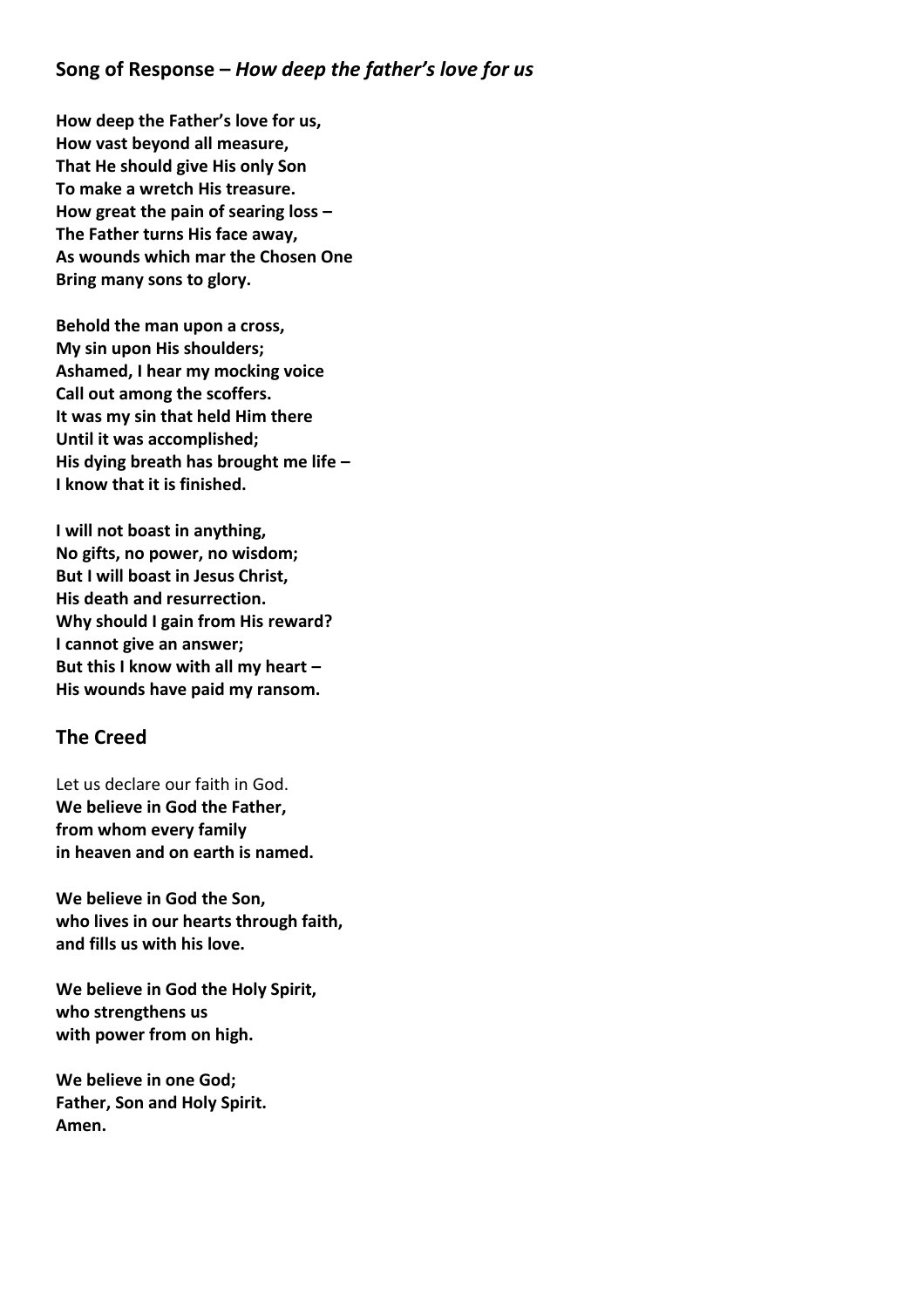## Song of Response – *How deep the father's love for us*

**How deep the Father's love for us,**
**How vast beyond all measure,**
**That He should give His only Son**
**To make a wretch His treasure.**
**How great the pain of searing loss –**
**The Father turns His face away,**
**As wounds which mar the Chosen One**
**Bring many sons to glory.**

**Behold the man upon a cross,**
**My sin upon His shoulders;**
**Ashamed, I hear my mocking voice**
**Call out among the scoffers.**
**It was my sin that held Him there**
**Until it was accomplished;**
**His dying breath has brought me life –**
**I know that it is finished.**

**I will not boast in anything,**
**No gifts, no power, no wisdom;**
**But I will boast in Jesus Christ,**
**His death and resurrection.**
**Why should I gain from His reward?**
**I cannot give an answer;**
**But this I know with all my heart –**
**His wounds have paid my ransom.**

## The Creed

Let us declare our faith in God.
**We believe in God the Father,**
**from whom every family**
**in heaven and on earth is named.**

**We believe in God the Son,**
**who lives in our hearts through faith,**
**and fills us with his love.**

**We believe in God the Holy Spirit,**
**who strengthens us**
**with power from on high.**

**We believe in one God;**
**Father, Son and Holy Spirit.**
**Amen.**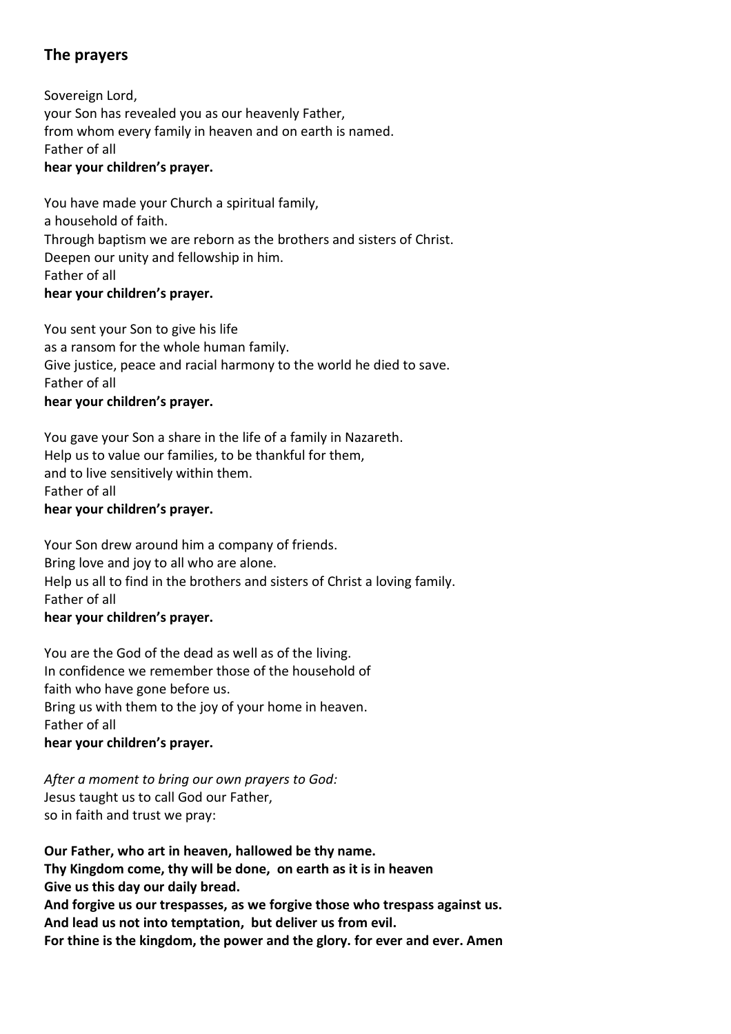## The prayers

Sovereign Lord,
your Son has revealed you as our heavenly Father,
from whom every family in heaven and on earth is named.
Father of all
**hear your children's prayer.**

You have made your Church a spiritual family,
a household of faith.
Through baptism we are reborn as the brothers and sisters of Christ.
Deepen our unity and fellowship in him.
Father of all
**hear your children's prayer.**

You sent your Son to give his life
as a ransom for the whole human family.
Give justice, peace and racial harmony to the world he died to save.
Father of all
**hear your children's prayer.**

You gave your Son a share in the life of a family in Nazareth.
Help us to value our families, to be thankful for them,
and to live sensitively within them.
Father of all
**hear your children's prayer.**

Your Son drew around him a company of friends.
Bring love and joy to all who are alone.
Help us all to find in the brothers and sisters of Christ a loving family.
Father of all
**hear your children's prayer.**

You are the God of the dead as well as of the living.
In confidence we remember those of the household of
faith who have gone before us.
Bring us with them to the joy of your home in heaven.
Father of all
**hear your children's prayer.**

*After a moment to bring our own prayers to God:*
Jesus taught us to call God our Father,
so in faith and trust we pray:

**Our Father, who art in heaven, hallowed be thy name.**
**Thy Kingdom come, thy will be done, on earth as it is in heaven**
**Give us this day our daily bread.**
**And forgive us our trespasses, as we forgive those who trespass against us.**
**And lead us not into temptation, but deliver us from evil.**
**For thine is the kingdom, the power and the glory. for ever and ever. Amen**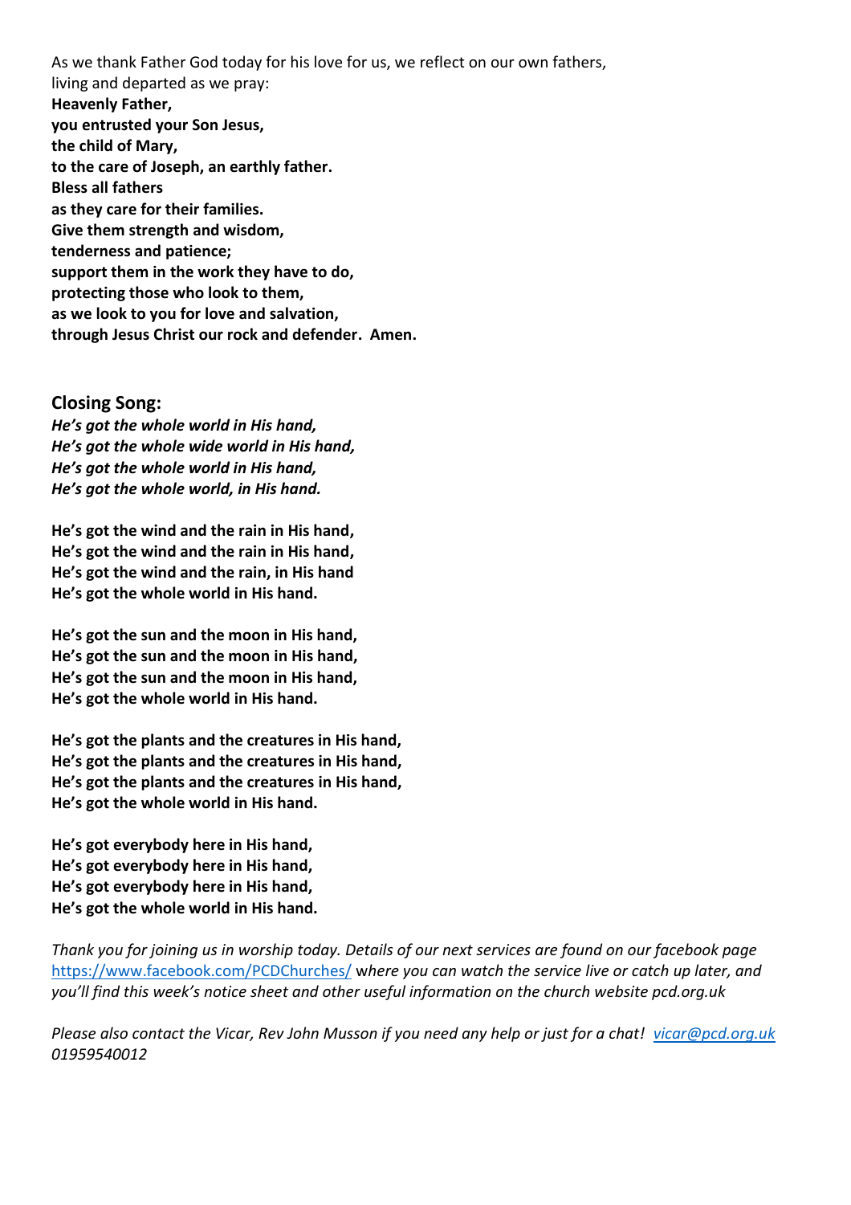As we thank Father God today for his love for us, we reflect on our own fathers, living and departed as we pray:

**Heavenly Father,**
**you entrusted your Son Jesus,**
**the child of Mary,**
**to the care of Joseph, an earthly father.**
**Bless all fathers**
**as they care for their families.**
**Give them strength and wisdom,**
**tenderness and patience;**
**support them in the work they have to do,**
**protecting those who look to them,**
**as we look to you for love and salvation,**
**through Jesus Christ our rock and defender. Amen.**

### Closing Song:

***He's got the whole world in His hand,***
***He's got the whole wide world in His hand,***
***He's got the whole world in His hand,***
***He's got the whole world, in His hand.***

**He's got the wind and the rain in His hand,**
**He's got the wind and the rain in His hand,**
**He's got the wind and the rain, in His hand**
**He's got the whole world in His hand.**

**He's got the sun and the moon in His hand,**
**He's got the sun and the moon in His hand,**
**He's got the sun and the moon in His hand,**
**He's got the whole world in His hand.**

**He's got the plants and the creatures in His hand,**
**He's got the plants and the creatures in His hand,**
**He's got the plants and the creatures in His hand,**
**He's got the whole world in His hand.**

**He's got everybody here in His hand,**
**He's got everybody here in His hand,**
**He's got everybody here in His hand,**
**He's got the whole world in His hand.**

*Thank you for joining us in worship today. Details of our next services are found on our facebook page [https://www.facebook.com/PCDChurches/](https://www.facebook.com/PCDChurches/) where you can watch the service live or catch up later, and you'll find this week's notice sheet and other useful information on the church website pcd.org.uk*

*Please also contact the Vicar, Rev John Musson if you need any help or just for a chat! [vicar@pcd.org.uk](mailto:vicar@pcd.org.uk) 01959540012*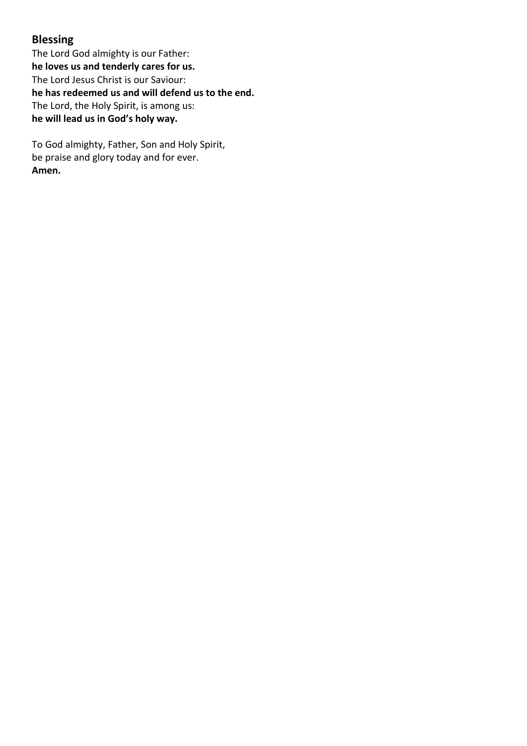## Blessing

The Lord God almighty is our Father:
**he loves us and tenderly cares for us.**
The Lord Jesus Christ is our Saviour:
**he has redeemed us and will defend us to the end.**
The Lord, the Holy Spirit, is among us:
**he will lead us in God's holy way.**

To God almighty, Father, Son and Holy Spirit,
be praise and glory today and for ever.
**Amen.**